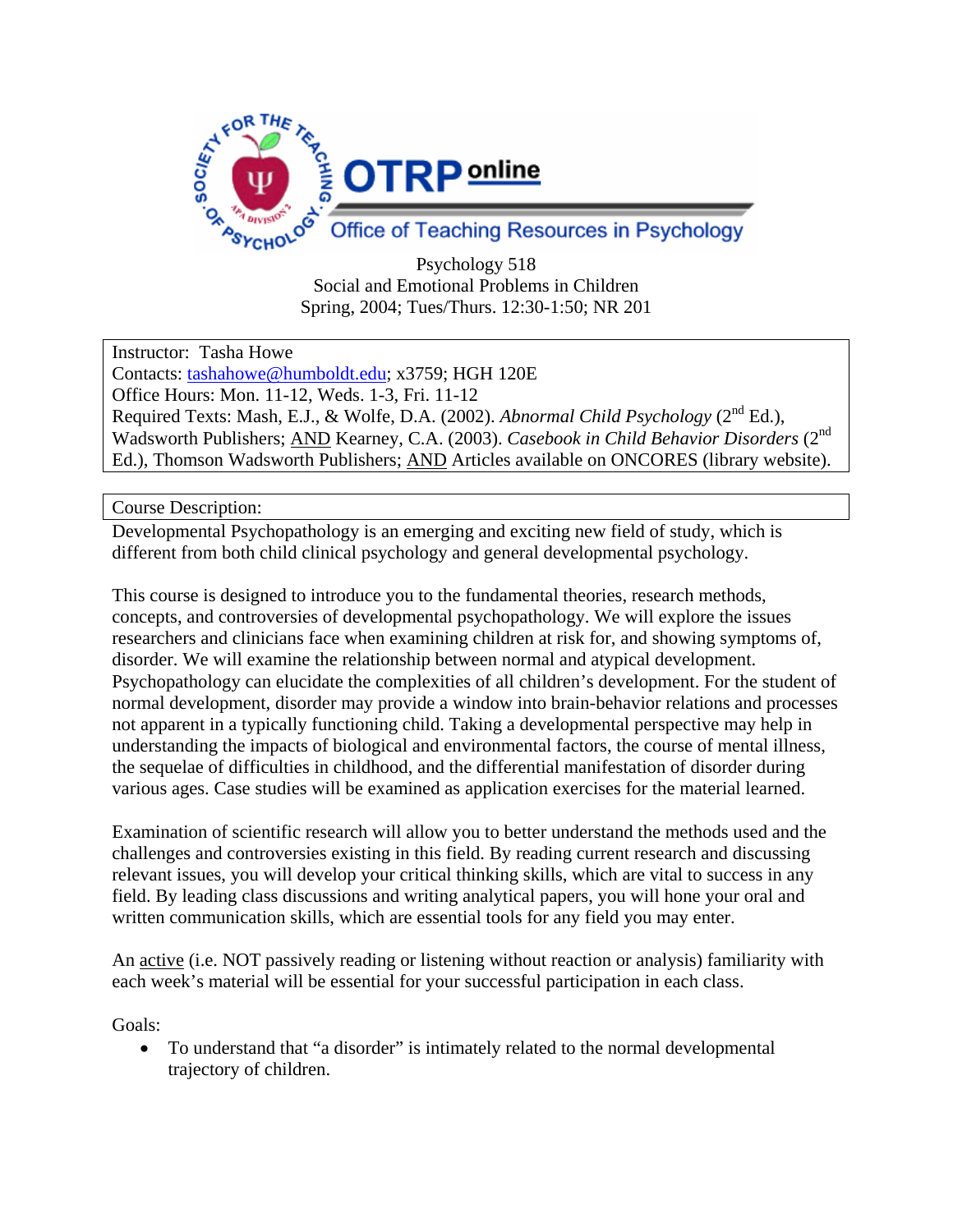Psychology 518
Social and Emotional Problems in Children
Spring, 2004; Tues/Thurs. 12:30-1:50; NR 201

Instructor: Tasha Howe
Contacts: tashahowe@humboldt.edu; x3759; HGH 120E
Office Hours: Mon. 11-12, Weds. 1-3, Fri. 11-12
Required Texts: Mash, E.J., & Wolfe, D.A. (2002). *Abnormal Child Psychology* (2nd Ed.), Wadsworth Publishers; AND Kearney, C.A. (2003). *Casebook in Child Behavior Disorders* (2nd Ed.), Thomson Wadsworth Publishers; AND Articles available on ONCORES (library website).

Course Description:

Developmental Psychopathology is an emerging and exciting new field of study, which is different from both child clinical psychology and general developmental psychology.

This course is designed to introduce you to the fundamental theories, research methods, concepts, and controversies of developmental psychopathology. We will explore the issues researchers and clinicians face when examining children at risk for, and showing symptoms of, disorder. We will examine the relationship between normal and atypical development. Psychopathology can elucidate the complexities of all children's development. For the student of normal development, disorder may provide a window into brain-behavior relations and processes not apparent in a typically functioning child. Taking a developmental perspective may help in understanding the impacts of biological and environmental factors, the course of mental illness, the sequelae of difficulties in childhood, and the differential manifestation of disorder during various ages. Case studies will be examined as application exercises for the material learned.

Examination of scientific research will allow you to better understand the methods used and the challenges and controversies existing in this field. By reading current research and discussing relevant issues, you will develop your critical thinking skills, which are vital to success in any field. By leading class discussions and writing analytical papers, you will hone your oral and written communication skills, which are essential tools for any field you may enter.

An active (i.e. NOT passively reading or listening without reaction or analysis) familiarity with each week's material will be essential for your successful participation in each class.

Goals:

- To understand that "a disorder" is intimately related to the normal developmental trajectory of children.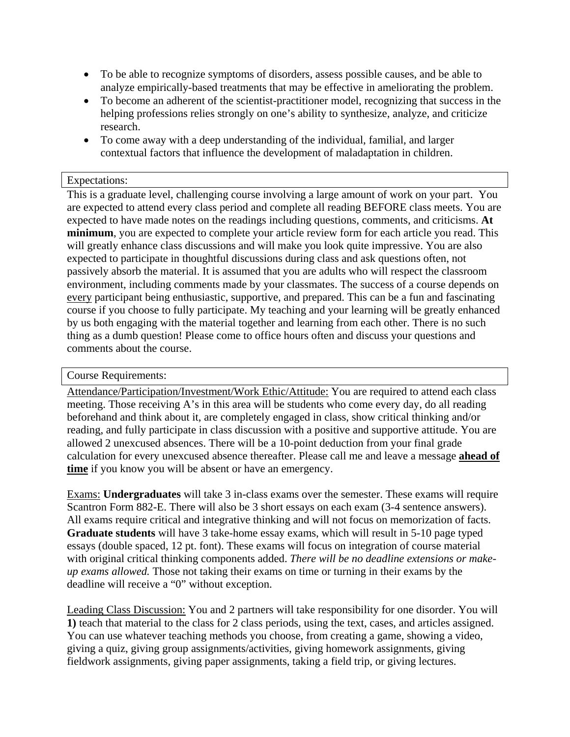- To be able to recognize symptoms of disorders, assess possible causes, and be able to analyze empirically-based treatments that may be effective in ameliorating the problem.
- To become an adherent of the scientist-practitioner model, recognizing that success in the helping professions relies strongly on one's ability to synthesize, analyze, and criticize research.
- To come away with a deep understanding of the individual, familial, and larger contextual factors that influence the development of maladaptation in children.

## Expectations:

This is a graduate level, challenging course involving a large amount of work on your part. You are expected to attend every class period and complete all reading BEFORE class meets. You are expected to have made notes on the readings including questions, comments, and criticisms. **At minimum**, you are expected to complete your article review form for each article you read. This will greatly enhance class discussions and will make you look quite impressive. You are also expected to participate in thoughtful discussions during class and ask questions often, not passively absorb the material. It is assumed that you are adults who will respect the classroom environment, including comments made by your classmates. The success of a course depends on <u>every</u> participant being enthusiastic, supportive, and prepared. This can be a fun and fascinating course if you choose to fully participate. My teaching and your learning will be greatly enhanced by us both engaging with the material together and learning from each other. There is no such thing as a dumb question! Please come to office hours often and discuss your questions and comments about the course.

## Course Requirements:

<u>Attendance/Participation/Investment/Work Ethic/Attitude:</u> You are required to attend each class meeting. Those receiving A's in this area will be students who come every day, do all reading beforehand and think about it, are completely engaged in class, show critical thinking and/or reading, and fully participate in class discussion with a positive and supportive attitude. You are allowed 2 unexcused absences. There will be a 10-point deduction from your final grade calculation for every unexcused absence thereafter. Please call me and leave a message **<u>ahead of time</u>** if you know you will be absent or have an emergency.

<u>Exams:</u> **Undergraduates** will take 3 in-class exams over the semester. These exams will require Scantron Form 882-E. There will also be 3 short essays on each exam (3-4 sentence answers). All exams require critical and integrative thinking and will not focus on memorization of facts. **Graduate students** will have 3 take-home essay exams, which will result in 5-10 page typed essays (double spaced, 12 pt. font). These exams will focus on integration of course material with original critical thinking components added. *There will be no deadline extensions or make-up exams allowed.* Those not taking their exams on time or turning in their exams by the deadline will receive a "0" without exception.

<u>Leading Class Discussion:</u> You and 2 partners will take responsibility for one disorder. You will **1)** teach that material to the class for 2 class periods, using the text, cases, and articles assigned. You can use whatever teaching methods you choose, from creating a game, showing a video, giving a quiz, giving group assignments/activities, giving homework assignments, giving fieldwork assignments, giving paper assignments, taking a field trip, or giving lectures.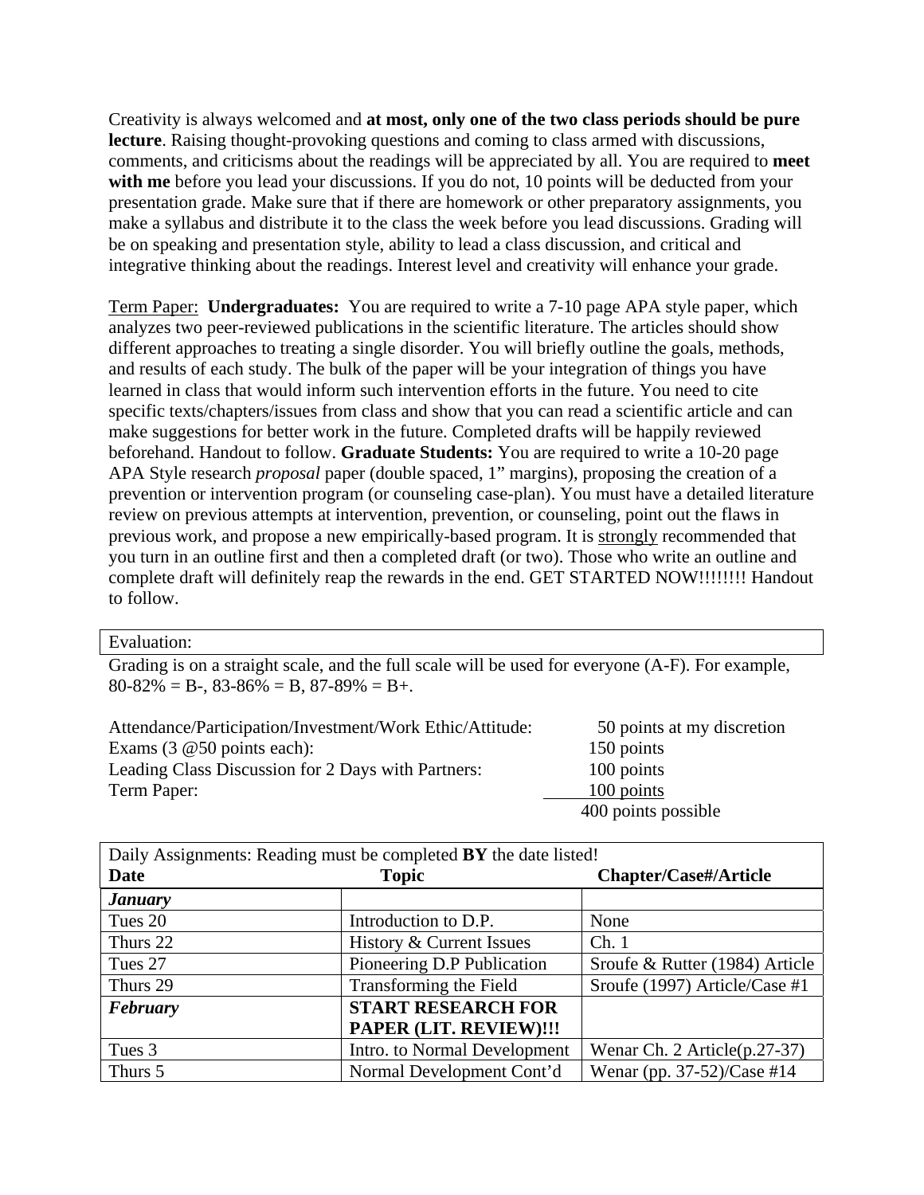Creativity is always welcomed and **at most, only one of the two class periods should be pure lecture**. Raising thought-provoking questions and coming to class armed with discussions, comments, and criticisms about the readings will be appreciated by all. You are required to **meet with me** before you lead your discussions. If you do not, 10 points will be deducted from your presentation grade. Make sure that if there are homework or other preparatory assignments, you make a syllabus and distribute it to the class the week before you lead discussions. Grading will be on speaking and presentation style, ability to lead a class discussion, and critical and integrative thinking about the readings. Interest level and creativity will enhance your grade.

<u>Term Paper:</u> **Undergraduates:** You are required to write a 7-10 page APA style paper, which analyzes two peer-reviewed publications in the scientific literature. The articles should show different approaches to treating a single disorder. You will briefly outline the goals, methods, and results of each study. The bulk of the paper will be your integration of things you have learned in class that would inform such intervention efforts in the future. You need to cite specific texts/chapters/issues from class and show that you can read a scientific article and can make suggestions for better work in the future. Completed drafts will be happily reviewed beforehand. Handout to follow. **Graduate Students:** You are required to write a 10-20 page APA Style research *proposal* paper (double spaced, 1" margins), proposing the creation of a prevention or intervention program (or counseling case-plan). You must have a detailed literature review on previous attempts at intervention, prevention, or counseling, point out the flaws in previous work, and propose a new empirically-based program. It is <u>strongly</u> recommended that you turn in an outline first and then a completed draft (or two). Those who write an outline and complete draft will definitely reap the rewards in the end. GET STARTED NOW!!!!!!!! Handout to follow.

| Evaluation: |
|---|

Grading is on a straight scale, and the full scale will be used for everyone (A-F). For example, 80-82% = B-, 83-86% = B, 87-89% = B+.

| | |
|---|---|
| Attendance/Participation/Investment/Work Ethic/Attitude: | 50 points at my discretion |
| Exams (3 @50 points each): | 150 points |
| Leading Class Discussion for 2 Days with Partners: | 100 points |
| Term Paper: | <u>100 points</u> |
| | 400 points possible |

| Daily Assignments: Reading must be completed **BY** the date listed! | | |
|---|---|---|
| **Date** | **Topic** | **Chapter/Case#/Article** |
| ***January*** | | |
| Tues 20 | Introduction to D.P. | None |
| Thurs 22 | History & Current Issues | Ch. 1 |
| Tues 27 | Pioneering D.P Publication | Sroufe & Rutter (1984) Article |
| Thurs 29 | Transforming the Field | Sroufe (1997) Article/Case #1 |
| ***February*** | **START RESEARCH FOR PAPER (LIT. REVIEW)!!!** | |
| Tues 3 | Intro. to Normal Development | Wenar Ch. 2 Article(p.27-37) |
| Thurs 5 | Normal Development Cont'd | Wenar (pp. 37-52)/Case #14 |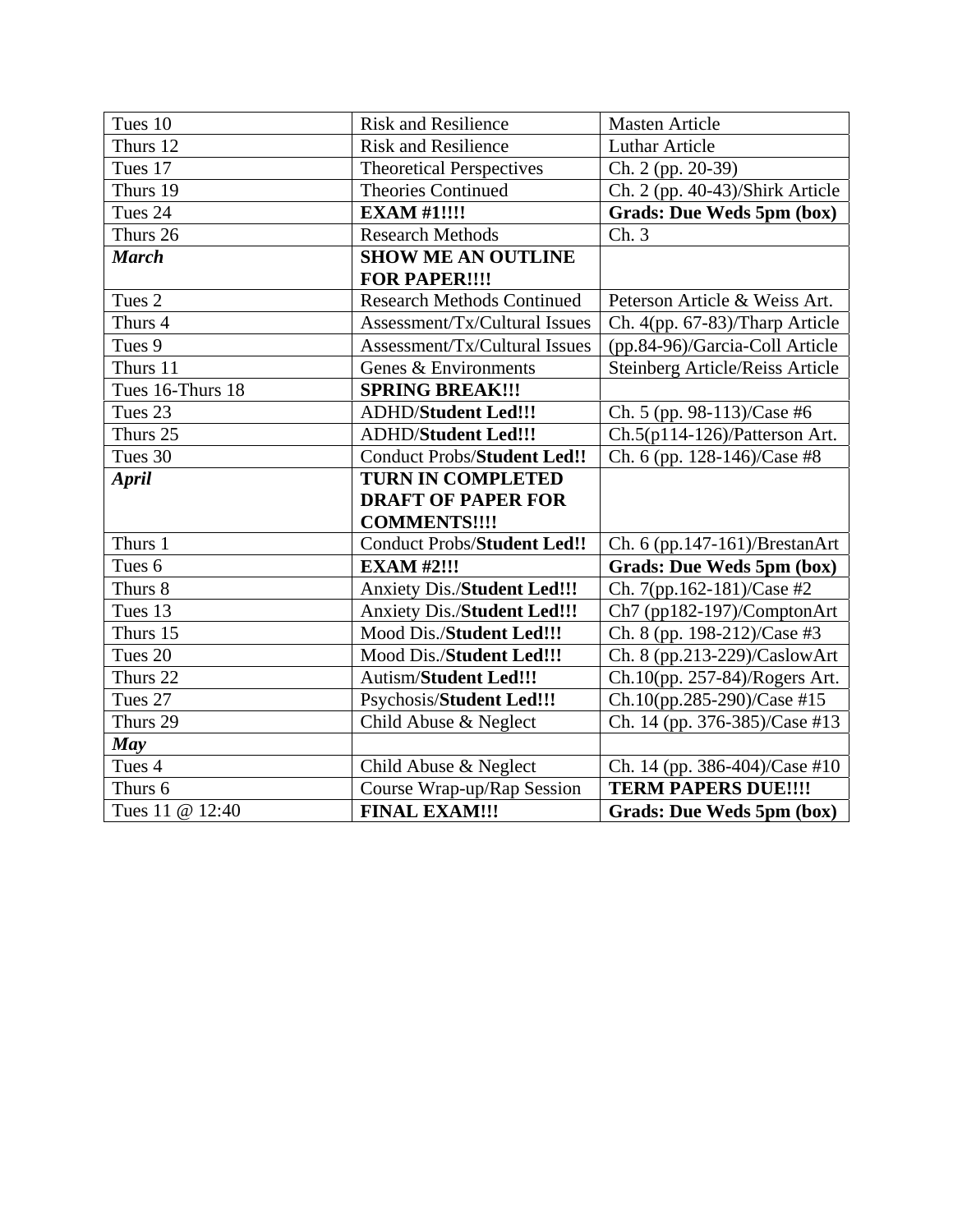| Tues 10 | Risk and Resilience | Masten Article |
|---|---|---|
| Thurs 12 | Risk and Resilience | Luthar Article |
| Tues 17 | Theoretical Perspectives | Ch. 2 (pp. 20-39) |
| Thurs 19 | Theories Continued | Ch. 2 (pp. 40-43)/Shirk Article |
| Tues 24 | **EXAM #1!!!!** | **Grads: Due Weds 5pm (box)** |
| Thurs 26 | Research Methods | Ch. 3 |
| ***March*** | **SHOW ME AN OUTLINE FOR PAPER!!!!** | |
| Tues 2 | Research Methods Continued | Peterson Article & Weiss Art. |
| Thurs 4 | Assessment/Tx/Cultural Issues | Ch. 4(pp. 67-83)/Tharp Article |
| Tues 9 | Assessment/Tx/Cultural Issues | (pp.84-96)/Garcia-Coll Article |
| Thurs 11 | Genes & Environments | Steinberg Article/Reiss Article |
| Tues 16-Thurs 18 | **SPRING BREAK!!!** | |
| Tues 23 | ADHD/**Student Led!!!** | Ch. 5 (pp. 98-113)/Case #6 |
| Thurs 25 | ADHD/**Student Led!!!** | Ch.5(p114-126)/Patterson Art. |
| Tues 30 | Conduct Probs/**Student Led!!** | Ch. 6 (pp. 128-146)/Case #8 |
| ***April*** | **TURN IN COMPLETED DRAFT OF PAPER FOR COMMENTS!!!!** | |
| Thurs 1 | Conduct Probs/**Student Led!!** | Ch. 6 (pp.147-161)/BrestanArt |
| Tues 6 | **EXAM #2!!!** | **Grads: Due Weds 5pm (box)** |
| Thurs 8 | Anxiety Dis./**Student Led!!!** | Ch. 7(pp.162-181)/Case #2 |
| Tues 13 | Anxiety Dis./**Student Led!!!** | Ch7 (pp182-197)/ComptonArt |
| Thurs 15 | Mood Dis./**Student Led!!!** | Ch. 8 (pp. 198-212)/Case #3 |
| Tues 20 | Mood Dis./**Student Led!!!** | Ch. 8 (pp.213-229)/CaslowArt |
| Thurs 22 | Autism/**Student Led!!!** | Ch.10(pp. 257-84)/Rogers Art. |
| Tues 27 | Psychosis/**Student Led!!!** | Ch.10(pp.285-290)/Case #15 |
| Thurs 29 | Child Abuse & Neglect | Ch. 14 (pp. 376-385)/Case #13 |
| ***May*** | | |
| Tues 4 | Child Abuse & Neglect | Ch. 14 (pp. 386-404)/Case #10 |
| Thurs 6 | Course Wrap-up/Rap Session | **TERM PAPERS DUE!!!!** |
| Tues 11 @ 12:40 | **FINAL EXAM!!!** | **Grads: Due Weds 5pm (box)** |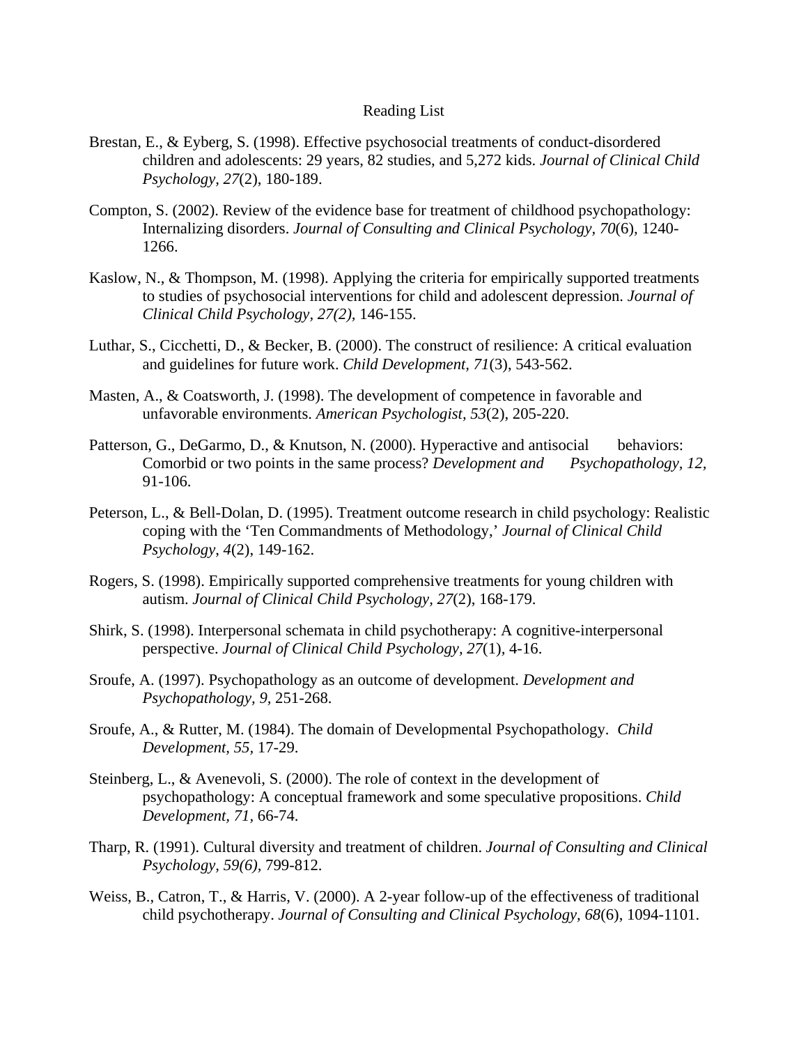# Reading List

Brestan, E., & Eyberg, S. (1998). Effective psychosocial treatments of conduct-disordered children and adolescents: 29 years, 82 studies, and 5,272 kids. *Journal of Clinical Child Psychology, 27*(2), 180-189.

Compton, S. (2002). Review of the evidence base for treatment of childhood psychopathology: Internalizing disorders. *Journal of Consulting and Clinical Psychology, 70*(6), 1240-1266.

Kaslow, N., & Thompson, M. (1998). Applying the criteria for empirically supported treatments to studies of psychosocial interventions for child and adolescent depression. *Journal of Clinical Child Psychology, 27(2),* 146-155.

Luthar, S., Cicchetti, D., & Becker, B. (2000). The construct of resilience: A critical evaluation and guidelines for future work. *Child Development, 71*(3), 543-562.

Masten, A., & Coatsworth, J. (1998). The development of competence in favorable and unfavorable environments. *American Psychologist, 53*(2), 205-220.

Patterson, G., DeGarmo, D., & Knutson, N. (2000). Hyperactive and antisocial behaviors: Comorbid or two points in the same process? *Development and Psychopathology, 12,* 91-106.

Peterson, L., & Bell-Dolan, D. (1995). Treatment outcome research in child psychology: Realistic coping with the 'Ten Commandments of Methodology,' *Journal of Clinical Child Psychology*, *4*(2), 149-162.

Rogers, S. (1998). Empirically supported comprehensive treatments for young children with autism. *Journal of Clinical Child Psychology, 27*(2), 168-179.

Shirk, S. (1998). Interpersonal schemata in child psychotherapy: A cognitive-interpersonal perspective. *Journal of Clinical Child Psychology, 27*(1), 4-16.

Sroufe, A. (1997). Psychopathology as an outcome of development. *Development and Psychopathology, 9,* 251-268.

Sroufe, A., & Rutter, M. (1984). The domain of Developmental Psychopathology. *Child Development, 55*, 17-29.

Steinberg, L., & Avenevoli, S. (2000). The role of context in the development of psychopathology: A conceptual framework and some speculative propositions. *Child Development, 71*, 66-74.

Tharp, R. (1991). Cultural diversity and treatment of children. *Journal of Consulting and Clinical Psychology, 59(6),* 799-812.

Weiss, B., Catron, T., & Harris, V. (2000). A 2-year follow-up of the effectiveness of traditional child psychotherapy. *Journal of Consulting and Clinical Psychology, 68*(6), 1094-1101.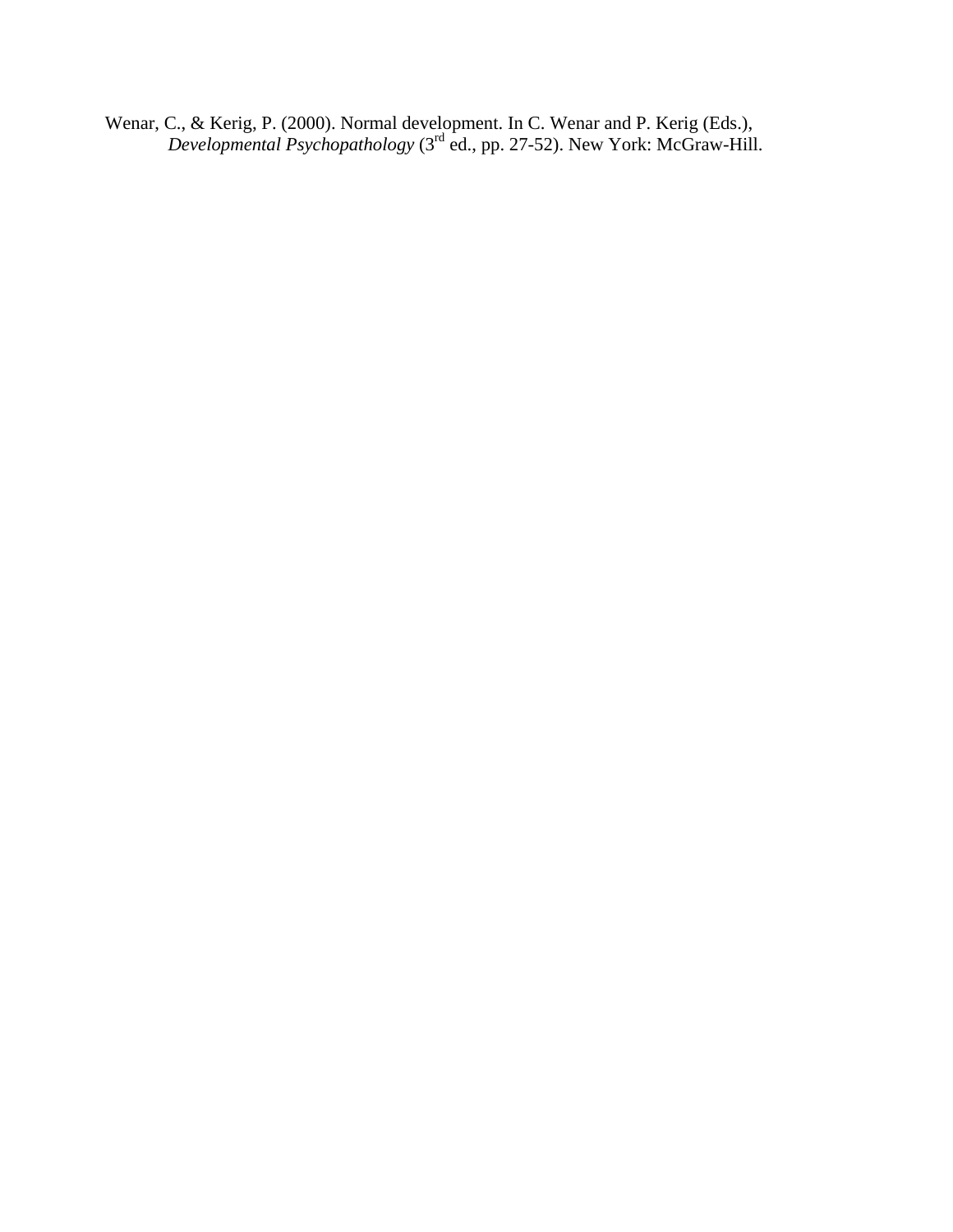Wenar, C., & Kerig, P. (2000). Normal development. In C. Wenar and P. Kerig (Eds.), *Developmental Psychopathology* (3rd ed., pp. 27-52). New York: McGraw-Hill.